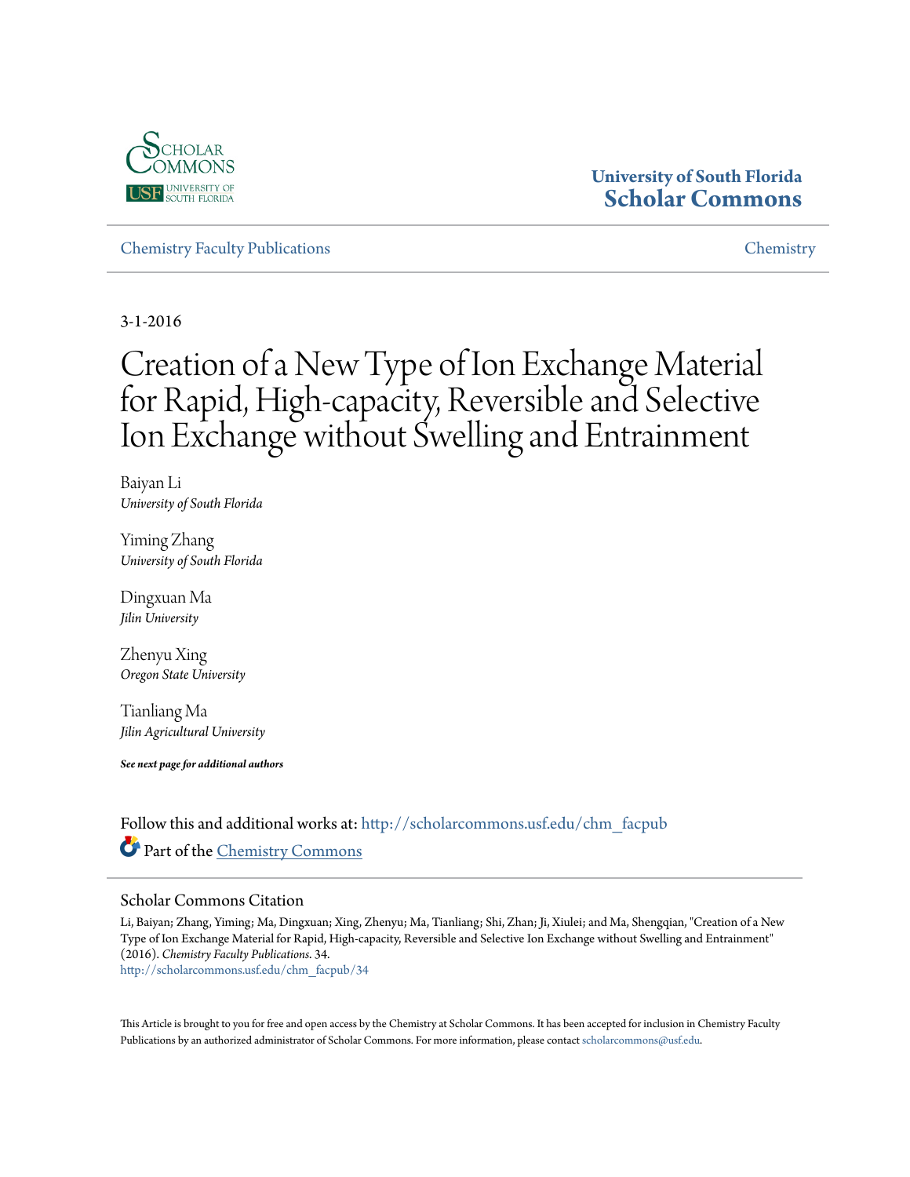University of South Florida
**Scholar Commons**

Chemistry Faculty Publications | Chemistry

3-1-2016

# Creation of a New Type of Ion Exchange Material for Rapid, High-capacity, Reversible and Selective Ion Exchange without Swelling and Entrainment

Baiyan Li
*University of South Florida*

Yiming Zhang
*University of South Florida*

Dingxuan Ma
*Jilin University*

Zhenyu Xing
*Oregon State University*

Tianliang Ma
*Jilin Agricultural University*

***See next page for additional authors***

Follow this and additional works at: http://scholarcommons.usf.edu/chm_facpub

Part of the Chemistry Commons

## Scholar Commons Citation

Li, Baiyan; Zhang, Yiming; Ma, Dingxuan; Xing, Zhenyu; Ma, Tianliang; Shi, Zhan; Ji, Xiulei; and Ma, Shengqian, "Creation of a New Type of Ion Exchange Material for Rapid, High-capacity, Reversible and Selective Ion Exchange without Swelling and Entrainment" (2016). *Chemistry Faculty Publications*. 34.
http://scholarcommons.usf.edu/chm_facpub/34

This Article is brought to you for free and open access by the Chemistry at Scholar Commons. It has been accepted for inclusion in Chemistry Faculty Publications by an authorized administrator of Scholar Commons. For more information, please contact scholarcommons@usf.edu.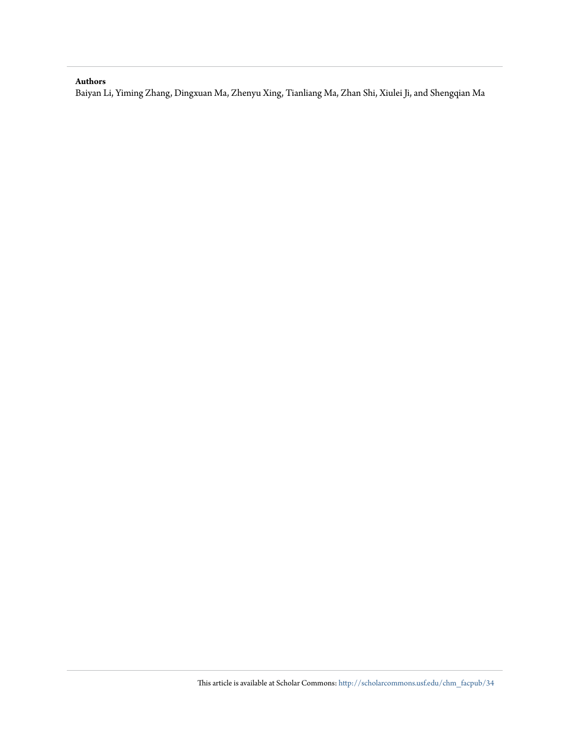**Authors**

Baiyan Li, Yiming Zhang, Dingxuan Ma, Zhenyu Xing, Tianliang Ma, Zhan Shi, Xiulei Ji, and Shengqian Ma

This article is available at Scholar Commons: http://scholarcommons.usf.edu/chm_facpub/34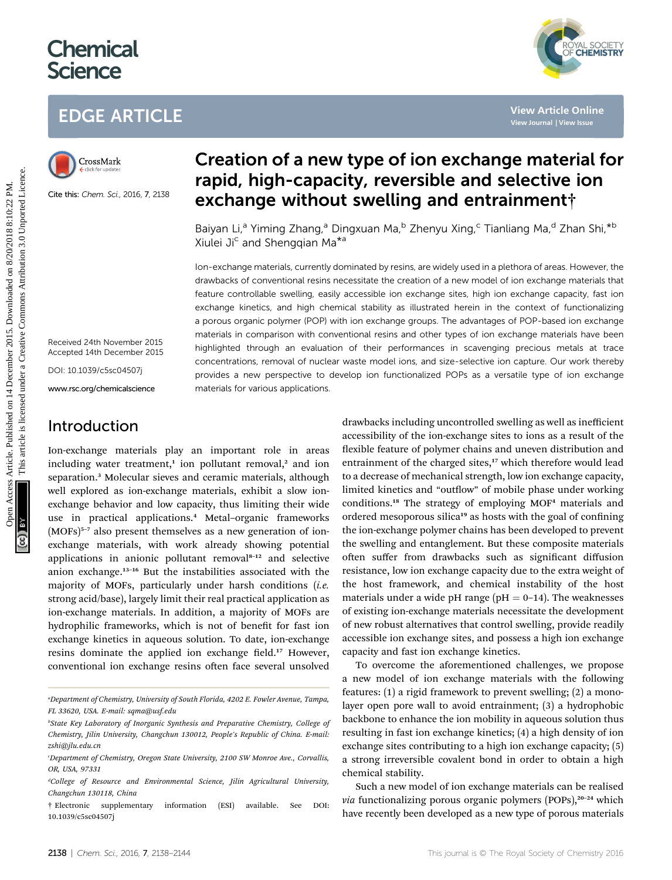# Chemical Science

## EDGE ARTICLE

Cite this: *Chem. Sci.*, 2016, 7, 2138

Received 24th November 2015
Accepted 14th December 2015

DOI: 10.1039/c5sc04507j

www.rsc.org/chemicalscience

# Creation of a new type of ion exchange material for rapid, high-capacity, reversible and selective ion exchange without swelling and entrainment†

Baiyan Li,[a] Yiming Zhang,[a] Dingxuan Ma,[b] Zhenyu Xing,[c] Tianliang Ma,[d] Zhan Shi,*[b] Xiulei Ji[c] and Shengqian Ma*[a]

Ion-exchange materials, currently dominated by resins, are widely used in a plethora of areas. However, the drawbacks of conventional resins necessitate the creation of a new model of ion exchange materials that feature controllable swelling, easily accessible ion exchange sites, high ion exchange capacity, fast ion exchange kinetics, and high chemical stability as illustrated herein in the context of functionalizing a porous organic polymer (POP) with ion exchange groups. The advantages of POP-based ion exchange materials in comparison with conventional resins and other types of ion exchange materials have been highlighted through an evaluation of their performances in scavenging precious metals at trace concentrations, removal of nuclear waste model ions, and size-selective ion capture. Our work thereby provides a new perspective to develop ion functionalized POPs as a versatile type of ion exchange materials for various applications.

## Introduction

Ion-exchange materials play an important role in areas including water treatment,[1] ion pollutant removal,[2] and ion separation.[3] Molecular sieves and ceramic materials, although well explored as ion-exchange materials, exhibit a slow ion-exchange behavior and low capacity, thus limiting their wide use in practical applications.[4] Metal–organic frameworks (MOFs)[5–7] also present themselves as a new generation of ion-exchange materials, with work already showing potential applications in anionic pollutant removal[8–12] and selective anion exchange.[13–16] But the instabilities associated with the majority of MOFs, particularly under harsh conditions (*i.e.* strong acid/base), largely limit their real practical application as ion-exchange materials. In addition, a majority of MOFs are hydrophilic frameworks, which is not of benefit for fast ion exchange kinetics in aqueous solution. To date, ion-exchange resins dominate the applied ion exchange field.[17] However, conventional ion exchange resins often face several unsolved drawbacks including uncontrolled swelling as well as inefficient accessibility of the ion-exchange sites to ions as a result of the flexible feature of polymer chains and uneven distribution and entrainment of the charged sites,[17] which therefore would lead to a decrease of mechanical strength, low ion exchange capacity, limited kinetics and "outflow" of mobile phase under working conditions.[18] The strategy of employing MOF[4] materials and ordered mesoporous silica[19] as hosts with the goal of confining the ion-exchange polymer chains has been developed to prevent the swelling and entanglement. But these composite materials often suffer from drawbacks such as significant diffusion resistance, low ion exchange capacity due to the extra weight of the host framework, and chemical instability of the host materials under a wide pH range (pH = 0–14). The weaknesses of existing ion-exchange materials necessitate the development of new robust alternatives that control swelling, provide readily accessible ion exchange sites, and possess a high ion exchange capacity and fast ion exchange kinetics.

To overcome the aforementioned challenges, we propose a new model of ion exchange materials with the following features: (1) a rigid framework to prevent swelling; (2) a monolayer open pore wall to avoid entrainment; (3) a hydrophobic backbone to enhance the ion mobility in aqueous solution thus resulting in fast ion exchange kinetics; (4) a high density of ion exchange sites contributing to a high ion exchange capacity; (5) a strong irreversible covalent bond in order to obtain a high chemical stability.

Such a new model of ion exchange materials can be realised *via* functionalizing porous organic polymers (POPs),[20–24] which have recently been developed as a new type of porous materials

[a]Department of Chemistry, University of South Florida, 4202 E. Fowler Avenue, Tampa, FL 33620, USA. E-mail: sqma@usf.edu

[b]State Key Laboratory of Inorganic Synthesis and Preparative Chemistry, College of Chemistry, Jilin University, Changchun 130012, People's Republic of China. E-mail: zshi@jlu.edu.cn

[c]Department of Chemistry, Oregon State University, 2100 SW Monroe Ave., Corvallis, OR, USA, 97331

[d]College of Resource and Environmental Science, Jilin Agricultural University, Changchun 130118, China

† Electronic supplementary information (ESI) available. See DOI: 10.1039/c5sc04507j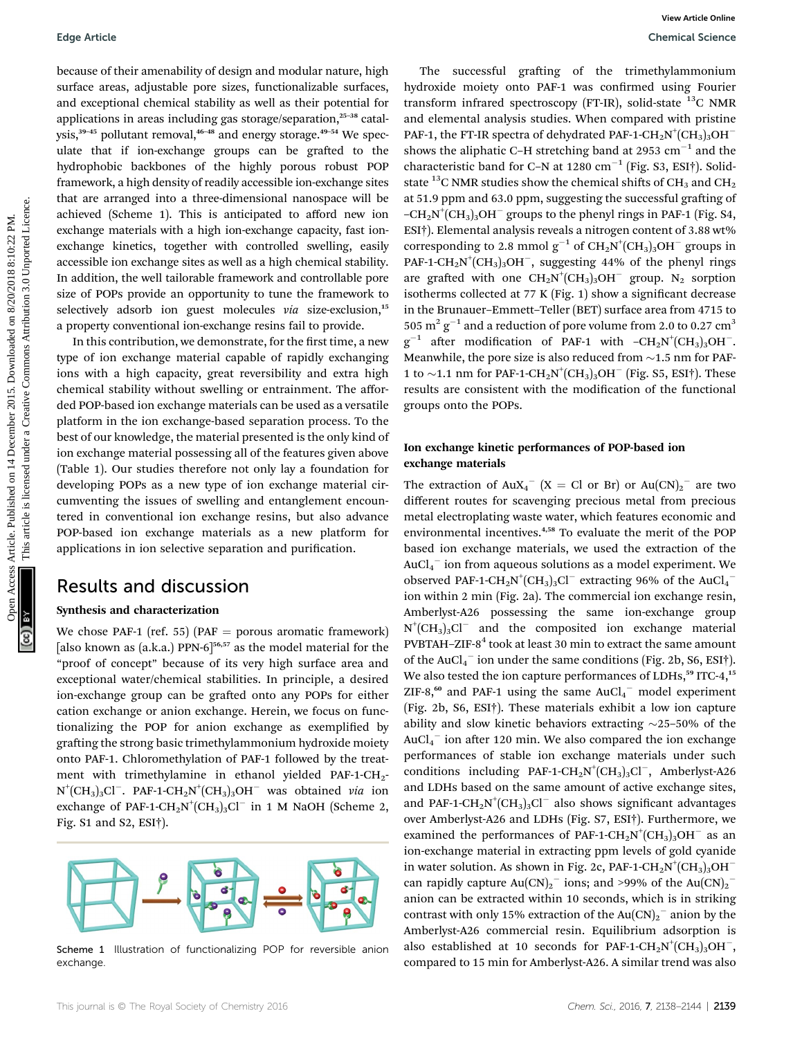because of their amenability of design and modular nature, high surface areas, adjustable pore sizes, functionalizable surfaces, and exceptional chemical stability as well as their potential for applications in areas including gas storage/separation,[25–38] catalysis,[39–45] pollutant removal,[46–48] and energy storage.[49–54] We speculate that if ion-exchange groups can be grafted to the hydrophobic backbones of the highly porous robust POP framework, a high density of readily accessible ion-exchange sites that are arranged into a three-dimensional nanospace will be achieved (Scheme 1). This is anticipated to afford new ion exchange materials with a high ion-exchange capacity, fast ion-exchange kinetics, together with controlled swelling, easily accessible ion exchange sites as well as a high chemical stability. In addition, the well tailorable framework and controllable pore size of POPs provide an opportunity to tune the framework to selectively adsorb ion guest molecules *via* size-exclusion,[15] a property conventional ion-exchange resins fail to provide.

In this contribution, we demonstrate, for the first time, a new type of ion exchange material capable of rapidly exchanging ions with a high capacity, great reversibility and extra high chemical stability without swelling or entrainment. The afforded POP-based ion exchange materials can be used as a versatile platform in the ion exchange-based separation process. To the best of our knowledge, the material presented is the only kind of ion exchange material possessing all of the features given above (Table 1). Our studies therefore not only lay a foundation for developing POPs as a new type of ion exchange material circumventing the issues of swelling and entanglement encountered in conventional ion exchange resins, but also advance POP-based ion exchange materials as a new platform for applications in ion selective separation and purification.

## Results and discussion

### Synthesis and characterization

We chose PAF-1 (ref. 55) (PAF = porous aromatic framework) [also known as (a.k.a.) PPN-6][56,57] as the model material for the "proof of concept" because of its very high surface area and exceptional water/chemical stabilities. In principle, a desired ion-exchange group can be grafted onto any POPs for either cation exchange or anion exchange. Herein, we focus on functionalizing the POP for anion exchange as exemplified by grafting the strong basic trimethylammonium hydroxide moiety onto PAF-1. Chloromethylation of PAF-1 followed by the treatment with trimethylamine in ethanol yielded PAF-1-$CH_2N^+(CH_3)_3Cl^-$. PAF-1-$CH_2N^+(CH_3)_3OH^-$ was obtained *via* ion exchange of PAF-1-$CH_2N^+(CH_3)_3Cl^-$ in 1 M NaOH (Scheme 2, Fig. S1 and S2, ESI†).

Scheme 1 Illustration of functionalizing POP for reversible anion exchange.

The successful grafting of the trimethylammonium hydroxide moiety onto PAF-1 was confirmed using Fourier transform infrared spectroscopy (FT-IR), solid-state $^{13}C$ NMR and elemental analysis studies. When compared with pristine PAF-1, the FT-IR spectra of dehydrated PAF-1-$CH_2N^+(CH_3)_3OH^-$ shows the aliphatic C–H stretching band at 2953 $cm^{-1}$ and the characteristic band for C–N at 1280 $cm^{-1}$ (Fig. S3, ESI†). Solid-state $^{13}C$ NMR studies show the chemical shifts of $CH_3$ and $CH_2$ at 51.9 ppm and 63.0 ppm, suggesting the successful grafting of –$CH_2N^+(CH_3)_3OH^-$ groups to the phenyl rings in PAF-1 (Fig. S4, ESI†). Elemental analysis reveals a nitrogen content of 3.88 wt% corresponding to 2.8 mmol $g^{-1}$ of $CH_2N^+(CH_3)_3OH^-$ groups in PAF-1-$CH_2N^+(CH_3)_3OH^-$, suggesting 44% of the phenyl rings are grafted with one $CH_2N^+(CH_3)_3OH^-$ group. $N_2$ sorption isotherms collected at 77 K (Fig. 1) show a significant decrease in the Brunauer–Emmett–Teller (BET) surface area from 4715 to 505 $m^2\ g^{-1}$ and a reduction of pore volume from 2.0 to 0.27 $cm^3\ g^{-1}$ after modification of PAF-1 with –$CH_2N^+(CH_3)_3OH^-$. Meanwhile, the pore size is also reduced from ~1.5 nm for PAF-1 to ~1.1 nm for PAF-1-$CH_2N^+(CH_3)_3OH^-$ (Fig. S5, ESI†). These results are consistent with the modification of the functional groups onto the POPs.

### Ion exchange kinetic performances of POP-based ion exchange materials

The extraction of $AuX_4^-$ (X = Cl or Br) or $Au(CN)_2^-$ are two different routes for scavenging precious metal from precious metal electroplating waste water, which features economic and environmental incentives.[4,58] To evaluate the merit of the POP based ion exchange materials, we used the extraction of the $AuCl_4^-$ ion from aqueous solutions as a model experiment. We observed PAF-1-$CH_2N^+(CH_3)_3Cl^-$ extracting 96% of the $AuCl_4^-$ ion within 2 min (Fig. 2a). The commercial ion exchange resin, Amberlyst-A26 possessing the same ion-exchange group $N^+(CH_3)_3Cl^-$ and the composited ion exchange material PVBTAH–ZIF-8[4] took at least 30 min to extract the same amount of the $AuCl_4^-$ ion under the same conditions (Fig. 2b, S6, ESI†). We also tested the ion capture performances of LDHs,[59] ITC-4,[15] ZIF-8,[60] and PAF-1 using the same $AuCl_4^-$ model experiment (Fig. 2b, S6, ESI†). These materials exhibit a low ion capture ability and slow kinetic behaviors extracting ~25–50% of the $AuCl_4^-$ ion after 120 min. We also compared the ion exchange performances of stable ion exchange materials under such conditions including PAF-1-$CH_2N^+(CH_3)_3Cl^-$, Amberlyst-A26 and LDHs based on the same amount of active exchange sites, and PAF-1-$CH_2N^+(CH_3)_3Cl^-$ also shows significant advantages over Amberlyst-A26 and LDHs (Fig. S7, ESI†). Furthermore, we examined the performances of PAF-1-$CH_2N^+(CH_3)_3OH^-$ as an ion-exchange material in extracting ppm levels of gold cyanide in water solution. As shown in Fig. 2c, PAF-1-$CH_2N^+(CH_3)_3OH^-$ can rapidly capture $Au(CN)_2^-$ ions; and >99% of the $Au(CN)_2^-$ anion can be extracted within 10 seconds, which is in striking contrast with only 15% extraction of the $Au(CN)_2^-$ anion by the Amberlyst-A26 commercial resin. Equilibrium adsorption is also established at 10 seconds for PAF-1-$CH_2N^+(CH_3)_3OH^-$, compared to 15 min for Amberlyst-A26. A similar trend was also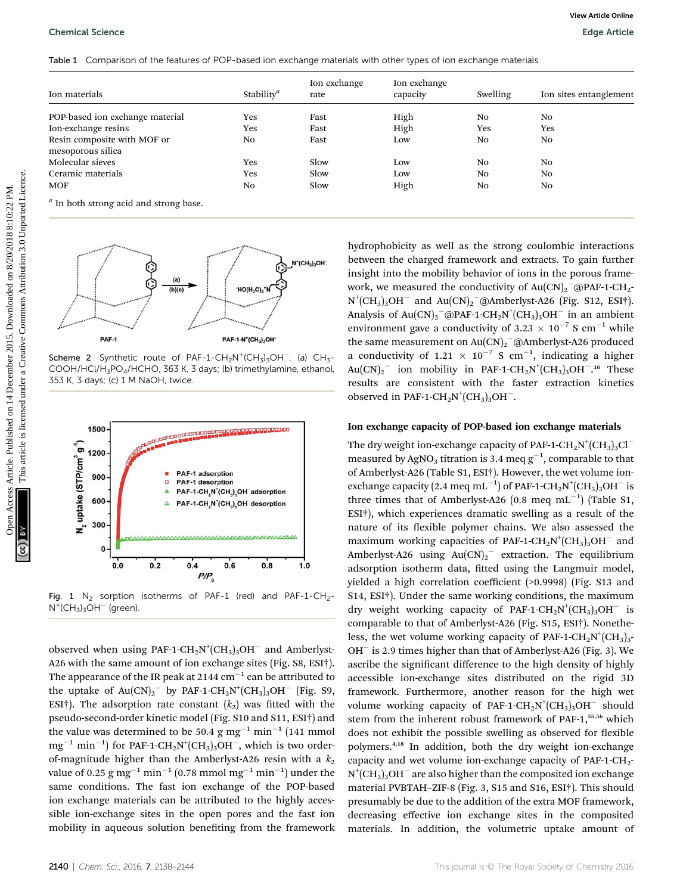Table 1 Comparison of the features of POP-based ion exchange materials with other types of ion exchange materials

| Ion materials | Stability[a] | Ion exchange rate | Ion exchange capacity | Swelling | Ion sites entanglement |
|---|---|---|---|---|---|
| POP-based ion exchange material | Yes | Fast | High | No | No |
| Ion-exchange resins | Yes | Fast | High | Yes | Yes |
| Resin composite with MOF or mesoporous silica | No | Fast | Low | No | No |
| Molecular sieves | Yes | Slow | Low | No | No |
| Ceramic materials | Yes | Slow | Low | No | No |
| MOF | No | Slow | High | No | No |

[a] In both strong acid and strong base.

Scheme 2 Synthetic route of PAF-1-$CH_2N^+(CH_3)_3OH^-$. (a) $CH_3COOH/HCl/H_3PO_4/HCHO$, 363 K, 3 days; (b) trimethylamine, ethanol, 353 K, 3 days; (c) 1 M NaOH, twice.

Fig. 1 $N_2$ sorption isotherms of PAF-1 (red) and PAF-1-$CH_2N^+(CH_3)_3OH^-$ (green).

observed when using PAF-1-$CH_2N^+(CH_3)_3OH^-$ and Amberlyst-A26 with the same amount of ion exchange sites (Fig. S8, ESI†). The appearance of the IR peak at 2144 $cm^{-1}$ can be attributed to the uptake of $Au(CN)_2^-$ by PAF-1-$CH_2N^+(CH_3)_3OH^-$ (Fig. S9, ESI†). The adsorption rate constant ($k_2$) was fitted with the pseudo-second-order kinetic model (Fig. S10 and S11, ESI†) and the value was determined to be 50.4 g $mg^{-1}$ $min^{-1}$ (141 mmol $mg^{-1}$ $min^{-1}$) for PAF-1-$CH_2N^+(CH_3)_3OH^-$, which is two order-of-magnitude higher than the Amberlyst-A26 resin with a $k_2$ value of 0.25 g $mg^{-1}$ $min^{-1}$ (0.78 mmol $mg^{-1}$ $min^{-1}$) under the same conditions. The fast ion exchange of the POP-based ion exchange materials can be attributed to the highly accessible ion-exchange sites in the open pores and the fast ion mobility in aqueous solution benefiting from the framework hydrophobicity as well as the strong coulombic interactions between the charged framework and extracts. To gain further insight into the mobility behavior of ions in the porous framework, we measured the conductivity of $Au(CN)_2^-$@PAF-1-$CH_2N^+(CH_3)_3OH^-$ and $Au(CN)_2^-$@Amberlyst-A26 (Fig. S12, ESI†). Analysis of $Au(CN)_2^-$@PAF-1-$CH_2N^+(CH_3)_3OH^-$ in an ambient environment gave a conductivity of $3.23 \times 10^{-7}$ S $cm^{-1}$ while the same measurement on $Au(CN)_2^-$@Amberlyst-A26 produced a conductivity of $1.21 \times 10^{-7}$ S $cm^{-1}$, indicating a higher $Au(CN)_2^-$ ion mobility in PAF-1-$CH_2N^+(CH_3)_3OH^-$.[16] These results are consistent with the faster extraction kinetics observed in PAF-1-$CH_2N^+(CH_3)_3OH^-$.

### Ion exchange capacity of POP-based ion exchange materials

The dry weight ion-exchange capacity of PAF-1-$CH_2N^+(CH_3)_3Cl^-$ measured by $AgNO_3$ titration is 3.4 meq $g^{-1}$, comparable to that of Amberlyst-A26 (Table S1, ESI†). However, the wet volume ion-exchange capacity (2.4 meq $mL^{-1}$) of PAF-1-$CH_2N^+(CH_3)_3OH^-$ is three times that of Amberlyst-A26 (0.8 meq $mL^{-1}$) (Table S1, ESI†), which experiences dramatic swelling as a result of the nature of its flexible polymer chains. We also assessed the maximum working capacities of PAF-1-$CH_2N^+(CH_3)_3OH^-$ and Amberlyst-A26 using $Au(CN)_2^-$ extraction. The equilibrium adsorption isotherm data, fitted using the Langmuir model, yielded a high correlation coefficient (>0.9998) (Fig. S13 and S14, ESI†). Under the same working conditions, the maximum dry weight working capacity of PAF-1-$CH_2N^+(CH_3)_3OH^-$ is comparable to that of Amberlyst-A26 (Fig. S15, ESI†). Nonetheless, the wet volume working capacity of PAF-1-$CH_2N^+(CH_3)_3OH^-$ is 2.9 times higher than that of Amberlyst-A26 (Fig. 3). We ascribe the significant difference to the high density of highly accessible ion-exchange sites distributed on the rigid 3D framework. Furthermore, another reason for the high wet volume working capacity of PAF-1-$CH_2N^+(CH_3)_3OH^-$ should stem from the inherent robust framework of PAF-1,[55,56] which does not exhibit the possible swelling as observed for flexible polymers.[4,18] In addition, both the dry weight ion-exchange capacity and wet volume ion-exchange capacity of PAF-1-$CH_2N^+(CH_3)_3OH^-$ are also higher than the composited ion exchange material PVBTAH–ZIF-8 (Fig. 3, S15 and S16, ESI†). This should presumably be due to the addition of the extra MOF framework, decreasing effective ion exchange sites in the composited materials. In addition, the volumetric uptake amount of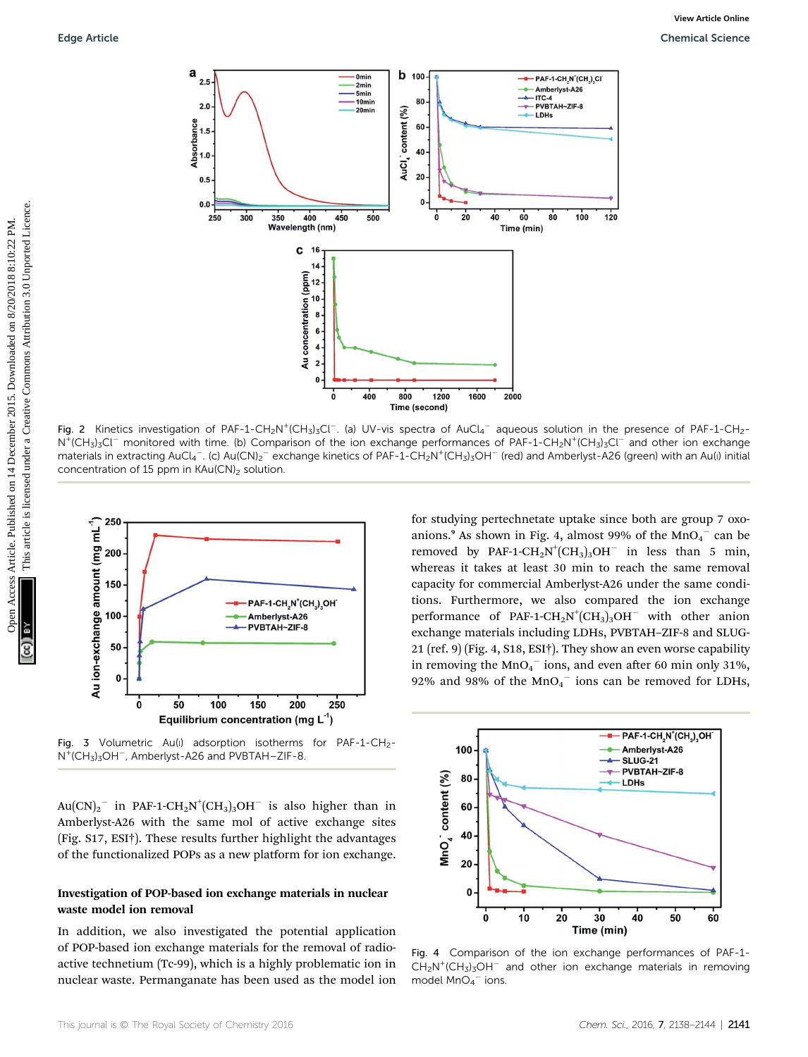Fig. 2 Kinetics investigation of PAF-1-$CH_2N^+(CH_3)_3Cl^-$. (a) UV-vis spectra of $AuCl_4^-$ aqueous solution in the presence of PAF-1-$CH_2N^+(CH_3)_3Cl^-$ monitored with time. (b) Comparison of the ion exchange performances of PAF-1-$CH_2N^+(CH_3)_3Cl^-$ and other ion exchange materials in extracting $AuCl_4^-$. (c) $Au(CN)_2^-$ exchange kinetics of PAF-1-$CH_2N^+(CH_3)_3OH^-$ (red) and Amberlyst-A26 (green) with an Au(I) initial concentration of 15 ppm in $KAu(CN)_2$ solution.

Fig. 3 Volumetric Au(I) adsorption isotherms for PAF-1-$CH_2N^+(CH_3)_3OH^-$, Amberlyst-A26 and PVBTAH–ZIF-8.

$Au(CN)_2^-$ in PAF-1-$CH_2N^+(CH_3)_3OH^-$ is also higher than in Amberlyst-A26 with the same mol of active exchange sites (Fig. S17, ESI†). These results further highlight the advantages of the functionalized POPs as a new platform for ion exchange.

## Investigation of POP-based ion exchange materials in nuclear waste model ion removal

In addition, we also investigated the potential application of POP-based ion exchange materials for the removal of radioactive technetium (Tc-99), which is a highly problematic ion in nuclear waste. Permanganate has been used as the model ion for studying pertechnetate uptake since both are group 7 oxoanions.[9] As shown in Fig. 4, almost 99% of the $MnO_4^-$ can be removed by PAF-1-$CH_2N^+(CH_3)_3OH^-$ in less than 5 min, whereas it takes at least 30 min to reach the same removal capacity for commercial Amberlyst-A26 under the same conditions. Furthermore, we also compared the ion exchange performance of PAF-1-$CH_2N^+(CH_3)_3OH^-$ with other anion exchange materials including LDHs, PVBTAH–ZIF-8 and SLUG-21 (ref. 9) (Fig. 4, S18, ESI†). They show an even worse capability in removing the $MnO_4^-$ ions, and even after 60 min only 31%, 92% and 98% of the $MnO_4^-$ ions can be removed for LDHs,

Fig. 4 Comparison of the ion exchange performances of PAF-1-$CH_2N^+(CH_3)_3OH^-$ and other ion exchange materials in removing model $MnO_4^-$ ions.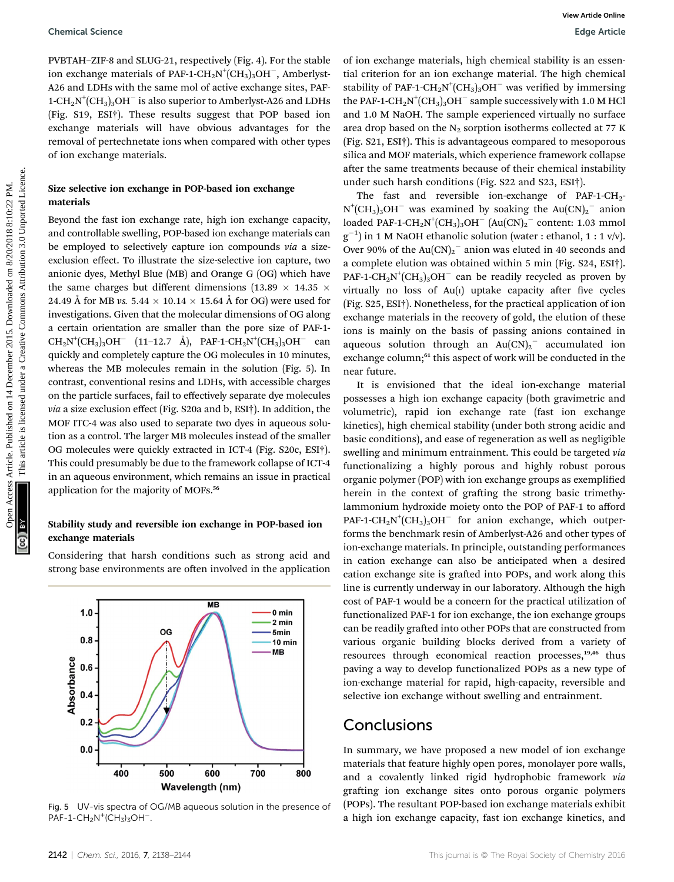PVBTAH–ZIF-8 and SLUG-21, respectively (Fig. 4). For the stable ion exchange materials of PAF-1-$CH_2N^+(CH_3)_3OH^-$, Amberlyst-A26 and LDHs with the same mol of active exchange sites, PAF-1-$CH_2N^+(CH_3)_3OH^-$ is also superior to Amberlyst-A26 and LDHs (Fig. S19, ESI†). These results suggest that POP based ion exchange materials will have obvious advantages for the removal of pertechnetate ions when compared with other types of ion exchange materials.

### Size selective ion exchange in POP-based ion exchange materials

Beyond the fast ion exchange rate, high ion exchange capacity, and controllable swelling, POP-based ion exchange materials can be employed to selectively capture ion compounds *via* a size-exclusion effect. To illustrate the size-selective ion capture, two anionic dyes, Methyl Blue (MB) and Orange G (OG) which have the same charges but different dimensions (13.89 × 14.35 × 24.49 Å for MB *vs.* 5.44 × 10.14 × 15.64 Å for OG) were used for investigations. Given that the molecular dimensions of OG along a certain orientation are smaller than the pore size of PAF-1-$CH_2N^+(CH_3)_3OH^-$ (11–12.7 Å), PAF-1-$CH_2N^+(CH_3)_3OH^-$ can quickly and completely capture the OG molecules in 10 minutes, whereas the MB molecules remain in the solution (Fig. 5). In contrast, conventional resins and LDHs, with accessible charges on the particle surfaces, fail to effectively separate dye molecules *via* a size exclusion effect (Fig. S20a and b, ESI†). In addition, the MOF ITC-4 was also used to separate two dyes in aqueous solution as a control. The larger MB molecules instead of the smaller OG molecules were quickly extracted in ICT-4 (Fig. S20c, ESI†). This could presumably be due to the framework collapse of ICT-4 in an aqueous environment, which remains an issue in practical application for the majority of MOFs.[56]

### Stability study and reversible ion exchange in POP-based ion exchange materials

Considering that harsh conditions such as strong acid and strong base environments are often involved in the application of ion exchange materials, high chemical stability is an essential criterion for an ion exchange material. The high chemical stability of PAF-1-$CH_2N^+(CH_3)_3OH^-$ was verified by immersing the PAF-1-$CH_2N^+(CH_3)_3OH^-$ sample successively with 1.0 M HCl and 1.0 M NaOH. The sample experienced virtually no surface area drop based on the $N_2$ sorption isotherms collected at 77 K (Fig. S21, ESI†). This is advantageous compared to mesoporous silica and MOF materials, which experience framework collapse after the same treatments because of their chemical instability under such harsh conditions (Fig. S22 and S23, ESI†).

The fast and reversible ion-exchange of PAF-1-$CH_2N^+(CH_3)_3OH^-$ was examined by soaking the $Au(CN)_2^-$ anion loaded PAF-1-$CH_2N^+(CH_3)_3OH^-$ ($Au(CN)_2^-$ content: 1.03 mmol $g^{-1}$) in 1 M NaOH ethanolic solution (water : ethanol, 1 : 1 v/v). Over 90% of the $Au(CN)_2^-$ anion was eluted in 40 seconds and a complete elution was obtained within 5 min (Fig. S24, ESI†). PAF-1-$CH_2N^+(CH_3)_3OH^-$ can be readily recycled as proven by virtually no loss of Au(I) uptake capacity after five cycles (Fig. S25, ESI†). Nonetheless, for the practical application of ion exchange materials in the recovery of gold, the elution of these ions is mainly on the basis of passing anions contained in aqueous solution through an $Au(CN)_2^-$ accumulated ion exchange column;[61] this aspect of work will be conducted in the near future.

It is envisioned that the ideal ion-exchange material possesses a high ion exchange capacity (both gravimetric and volumetric), rapid ion exchange rate (fast ion exchange kinetics), high chemical stability (under both strong acidic and basic conditions), and ease of regeneration as well as negligible swelling and minimum entrainment. This could be targeted *via* functionalizing a highly porous and highly robust porous organic polymer (POP) with ion exchange groups as exemplified herein in the context of grafting the strong basic trimethylammonium hydroxide moiety onto the POP of PAF-1 to afford PAF-1-$CH_2N^+(CH_3)_3OH^-$ for anion exchange, which outperforms the benchmark resin of Amberlyst-A26 and other types of ion-exchange materials. In principle, outstanding performances in cation exchange can also be anticipated when a desired cation exchange site is grafted into POPs, and work along this line is currently underway in our laboratory. Although the high cost of PAF-1 would be a concern for the practical utilization of functionalized PAF-1 for ion exchange, the ion exchange groups can be readily grafted into other POPs that are constructed from various organic building blocks derived from a variety of resources through economical reaction processes,[19,46] thus paving a way to develop functionalized POPs as a new type of ion-exchange material for rapid, high-capacity, reversible and selective ion exchange without swelling and entrainment.

Fig. 5 UV-vis spectra of OG/MB aqueous solution in the presence of PAF-1-$CH_2N^+(CH_3)_3OH^-$.

## Conclusions

In summary, we have proposed a new model of ion exchange materials that feature highly open pores, monolayer pore walls, and a covalently linked rigid hydrophobic framework *via* grafting ion exchange sites onto porous organic polymers (POPs). The resultant POP-based ion exchange materials exhibit a high ion exchange capacity, fast ion exchange kinetics, and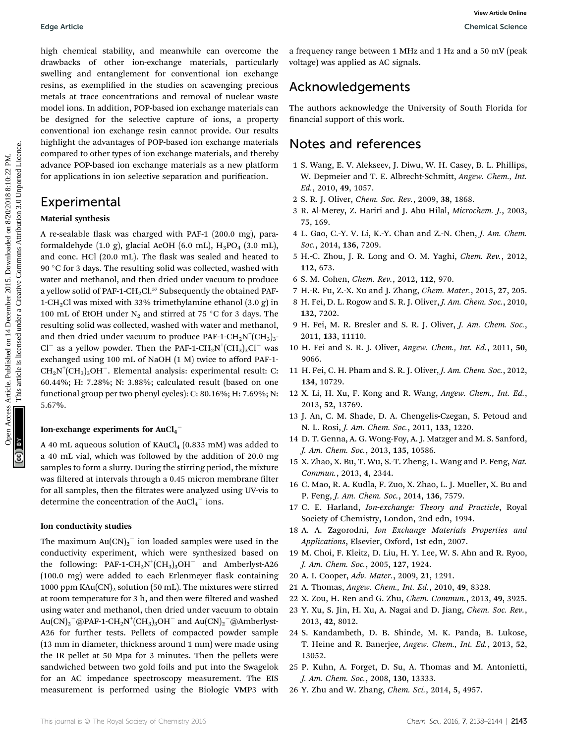high chemical stability, and meanwhile can overcome the drawbacks of other ion-exchange materials, particularly swelling and entanglement for conventional ion exchange resins, as exemplified in the studies on scavenging precious metals at trace concentrations and removal of nuclear waste model ions. In addition, POP-based ion exchange materials can be designed for the selective capture of ions, a property conventional ion exchange resin cannot provide. Our results highlight the advantages of POP-based ion exchange materials compared to other types of ion exchange materials, and thereby advance POP-based ion exchange materials as a new platform for applications in ion selective separation and purification.

## Experimental

### Material synthesis

A re-sealable flask was charged with PAF-1 (200.0 mg), paraformaldehyde (1.0 g), glacial AcOH (6.0 mL), $H_3PO_4$ (3.0 mL), and conc. HCl (20.0 mL). The flask was sealed and heated to 90 °C for 3 days. The resulting solid was collected, washed with water and methanol, and then dried under vacuum to produce a yellow solid of PAF-1-$CH_2Cl$.[57] Subsequently the obtained PAF-1-$CH_2Cl$ was mixed with 33% trimethylamine ethanol (3.0 g) in 100 mL of EtOH under $N_2$ and stirred at 75 °C for 3 days. The resulting solid was collected, washed with water and methanol, and then dried under vacuum to produce PAF-1-$CH_2N^+(CH_3)_3Cl^-$ as a yellow powder. Then the PAF-1-$CH_2N^+(CH_3)_3Cl^-$ was exchanged using 100 mL of NaOH (1 M) twice to afford PAF-1-$CH_2N^+(CH_3)_3OH^-$. Elemental analysis: experimental result: C: 60.44%; H: 7.28%; N: 3.88%; calculated result (based on one functional group per two phenyl cycles): C: 80.16%; H: 7.69%; N: 5.67%.

### Ion-exchange experiments for $AuCl_4^-$

A 40 mL aqueous solution of $KAuCl_4$ (0.835 mM) was added to a 40 mL vial, which was followed by the addition of 20.0 mg samples to form a slurry. During the stirring period, the mixture was filtered at intervals through a 0.45 micron membrane filter for all samples, then the filtrates were analyzed using UV-vis to determine the concentration of the $AuCl_4^-$ ions.

### Ion conductivity studies

The maximum $Au(CN)_2^-$ ion loaded samples were used in the conductivity experiment, which were synthesized based on the following: PAF-1-$CH_2N^+(CH_3)_3OH^-$ and Amberlyst-A26 (100.0 mg) were added to each Erlenmeyer flask containing 1000 ppm $KAu(CN)_2$ solution (50 mL). The mixtures were stirred at room temperature for 3 h, and then were filtered and washed using water and methanol, then dried under vacuum to obtain $Au(CN)_2^-$@PAF-1-$CH_2N^+(CH_3)_3OH^-$ and $Au(CN)_2^-$@Amberlyst-A26 for further tests. Pellets of compacted powder sample (13 mm in diameter, thickness around 1 mm) were made using the IR pellet at 50 Mpa for 3 minutes. Then the pellets were sandwiched between two gold foils and put into the Swagelok for an AC impedance spectroscopy measurement. The EIS measurement is performed using the Biologic VMP3 with a frequency range between 1 MHz and 1 Hz and a 50 mV (peak voltage) was applied as AC signals.

## Acknowledgements

The authors acknowledge the University of South Florida for financial support of this work.

## Notes and references

1. S. Wang, E. V. Alekseev, J. Diwu, W. H. Casey, B. L. Phillips, W. Depmeier and T. E. Albrecht-Schmitt, *Angew. Chem., Int. Ed.*, 2010, **49**, 1057.
2. S. R. J. Oliver, *Chem. Soc. Rev.*, 2009, **38**, 1868.
3. R. Al-Merey, Z. Hariri and J. Abu Hilal, *Microchem. J.*, 2003, **75**, 169.
4. L. Gao, C.-Y. V. Li, K.-Y. Chan and Z.-N. Chen, *J. Am. Chem. Soc.*, 2014, **136**, 7209.
5. H.-C. Zhou, J. R. Long and O. M. Yaghi, *Chem. Rev.*, 2012, **112**, 673.
6. S. M. Cohen, *Chem. Rev.*, 2012, **112**, 970.
7. H.-R. Fu, Z.-X. Xu and J. Zhang, *Chem. Mater.*, 2015, **27**, 205.
8. H. Fei, D. L. Rogow and S. R. J. Oliver, *J. Am. Chem. Soc.*, 2010, **132**, 7202.
9. H. Fei, M. R. Bresler and S. R. J. Oliver, *J. Am. Chem. Soc.*, 2011, **133**, 11110.
10. H. Fei and S. R. J. Oliver, *Angew. Chem., Int. Ed.*, 2011, **50**, 9066.
11. H. Fei, C. H. Pham and S. R. J. Oliver, *J. Am. Chem. Soc.*, 2012, **134**, 10729.
12. X. Li, H. Xu, F. Kong and R. Wang, *Angew. Chem., Int. Ed.*, 2013, **52**, 13769.
13. J. An, C. M. Shade, D. A. Chengelis-Czegan, S. Petoud and N. L. Rosi, *J. Am. Chem. Soc.*, 2011, **133**, 1220.
14. D. T. Genna, A. G. Wong-Foy, A. J. Matzger and M. S. Sanford, *J. Am. Chem. Soc.*, 2013, **135**, 10586.
15. X. Zhao, X. Bu, T. Wu, S.-T. Zheng, L. Wang and P. Feng, *Nat. Commun.*, 2013, **4**, 2344.
16. C. Mao, R. A. Kudla, F. Zuo, X. Zhao, L. J. Mueller, X. Bu and P. Feng, *J. Am. Chem. Soc.*, 2014, **136**, 7579.
17. C. E. Harland, *Ion-exchange: Theory and Practicle*, Royal Society of Chemistry, London, 2nd edn, 1994.
18. A. A. Zagorodni, *Ion Exchange Materials Properties and Applications*, Elsevier, Oxford, 1st edn, 2007.
19. M. Choi, F. Kleitz, D. Liu, H. Y. Lee, W. S. Ahn and R. Ryoo, *J. Am. Chem. Soc.*, 2005, **127**, 1924.
20. A. I. Cooper, *Adv. Mater.*, 2009, **21**, 1291.
21. A. Thomas, *Angew. Chem., Int. Ed.*, 2010, **49**, 8328.
22. X. Zou, H. Ren and G. Zhu, *Chem. Commun.*, 2013, **49**, 3925.
23. Y. Xu, S. Jin, H. Xu, A. Nagai and D. Jiang, *Chem. Soc. Rev.*, 2013, **42**, 8012.
24. S. Kandambeth, D. B. Shinde, M. K. Panda, B. Lukose, T. Heine and R. Banerjee, *Angew. Chem., Int. Ed.*, 2013, **52**, 13052.
25. P. Kuhn, A. Forget, D. Su, A. Thomas and M. Antonietti, *J. Am. Chem. Soc.*, 2008, **130**, 13333.
26. Y. Zhu and W. Zhang, *Chem. Sci.*, 2014, **5**, 4957.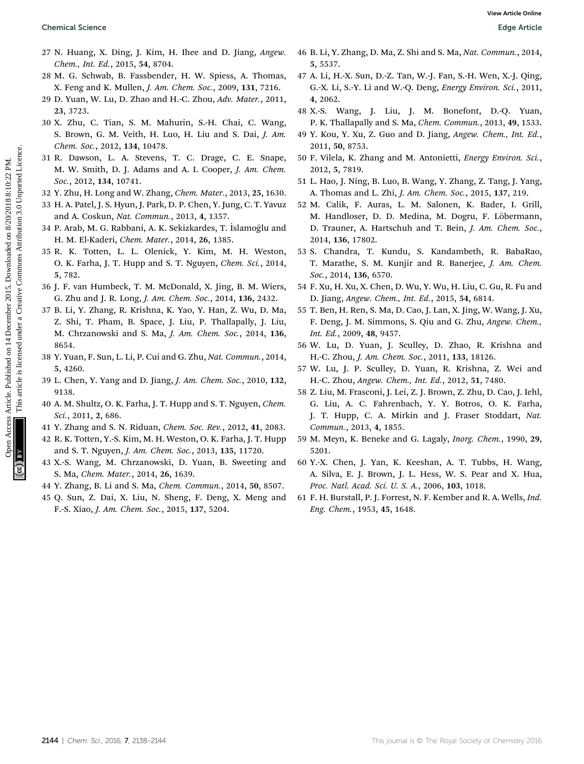27 N. Huang, X. Ding, J. Kim, H. Ihee and D. Jiang, *Angew. Chem., Int. Ed.*, 2015, **54**, 8704.

28 M. G. Schwab, B. Fassbender, H. W. Spiess, A. Thomas, X. Feng and K. Mullen, *J. Am. Chem. Soc.*, 2009, **131**, 7216.

29 D. Yuan, W. Lu, D. Zhao and H.-C. Zhou, *Adv. Mater.*, 2011, **23**, 3723.

30 X. Zhu, C. Tian, S. M. Mahurin, S.-H. Chai, C. Wang, S. Brown, G. M. Veith, H. Luo, H. Liu and S. Dai, *J. Am. Chem. Soc.*, 2012, **134**, 10478.

31 R. Dawson, L. A. Stevens, T. C. Drage, C. E. Snape, M. W. Smith, D. J. Adams and A. I. Cooper, *J. Am. Chem. Soc.*, 2012, **134**, 10741.

32 Y. Zhu, H. Long and W. Zhang, *Chem. Mater.*, 2013, **25**, 1630.

33 H. A. Patel, J. S. Hyun, J. Park, D. P. Chen, Y. Jung, C. T. Yavuz and A. Coskun, *Nat. Commun.*, 2013, **4**, 1357.

34 P. Arab, M. G. Rabbani, A. K. Sekizkardes, T. İslamoğlu and H. M. El-Kaderi, *Chem. Mater.*, 2014, **26**, 1385.

35 R. K. Totten, L. L. Olenick, Y. Kim, M. H. Weston, O. K. Farha, J. T. Hupp and S. T. Nguyen, *Chem. Sci.*, 2014, **5**, 782.

36 J. F. van Humbeck, T. M. McDonald, X. Jing, B. M. Wiers, G. Zhu and J. R. Long, *J. Am. Chem. Soc.*, 2014, **136**, 2432.

37 B. Li, Y. Zhang, R. Krishna, K. Yao, Y. Han, Z. Wu, D. Ma, Z. Shi, T. Pham, B. Space, J. Liu, P. Thallapally, J. Liu, M. Chrzanowski and S. Ma, *J. Am. Chem. Soc.*, 2014, **136**, 8654.

38 Y. Yuan, F. Sun, L. Li, P. Cui and G. Zhu, *Nat. Commun.*, 2014, **5**, 4260.

39 L. Chen, Y. Yang and D. Jiang, *J. Am. Chem. Soc.*, 2010, **132**, 9138.

40 A. M. Shultz, O. K. Farha, J. T. Hupp and S. T. Nguyen, *Chem. Sci.*, 2011, **2**, 686.

41 Y. Zhang and S. N. Riduan, *Chem. Soc. Rev.*, 2012, **41**, 2083.

42 R. K. Totten, Y.-S. Kim, M. H. Weston, O. K. Farha, J. T. Hupp and S. T. Nguyen, *J. Am. Chem. Soc.*, 2013, **135**, 11720.

43 X.-S. Wang, M. Chrzanowski, D. Yuan, B. Sweeting and S. Ma, *Chem. Mater.*, 2014, **26**, 1639.

44 Y. Zhang, B. Li and S. Ma, *Chem. Commun.*, 2014, **50**, 8507.

45 Q. Sun, Z. Dai, X. Liu, N. Sheng, F. Deng, X. Meng and F.-S. Xiao, *J. Am. Chem. Soc.*, 2015, **137**, 5204.

46 B. Li, Y. Zhang, D. Ma, Z. Shi and S. Ma, *Nat. Commun.*, 2014, **5**, 5537.

47 A. Li, H.-X. Sun, D.-Z. Tan, W.-J. Fan, S.-H. Wen, X.-J. Qing, G.-X. Li, S.-Y. Li and W.-Q. Deng, *Energy Environ. Sci.*, 2011, **4**, 2062.

48 X.-S. Wang, J. Liu, J. M. Bonefont, D.-Q. Yuan, P. K. Thallapally and S. Ma, *Chem. Commun.*, 2013, **49**, 1533.

49 Y. Kou, Y. Xu, Z. Guo and D. Jiang, *Angew. Chem., Int. Ed.*, 2011, **50**, 8753.

50 F. Vilela, K. Zhang and M. Antonietti, *Energy Environ. Sci.*, 2012, **5**, 7819.

51 L. Hao, J. Ning, B. Luo, B. Wang, Y. Zhang, Z. Tang, J. Yang, A. Thomas and L. Zhi, *J. Am. Chem. Soc.*, 2015, **137**, 219.

52 M. Calik, F. Auras, L. M. Salonen, K. Bader, I. Grill, M. Handloser, D. D. Medina, M. Dogru, F. Löbermann, D. Trauner, A. Hartschuh and T. Bein, *J. Am. Chem. Soc.*, 2014, **136**, 17802.

53 S. Chandra, T. Kundu, S. Kandambeth, R. BabaRao, T. Marathe, S. M. Kunjir and R. Banerjee, *J. Am. Chem. Soc.*, 2014, **136**, 6570.

54 F. Xu, H. Xu, X. Chen, D. Wu, Y. Wu, H. Liu, C. Gu, R. Fu and D. Jiang, *Angew. Chem., Int. Ed.*, 2015, **54**, 6814.

55 T. Ben, H. Ren, S. Ma, D. Cao, J. Lan, X. Jing, W. Wang, J. Xu, F. Deng, J. M. Simmons, S. Qiu and G. Zhu, *Angew. Chem., Int. Ed.*, 2009, **48**, 9457.

56 W. Lu, D. Yuan, J. Sculley, D. Zhao, R. Krishna and H.-C. Zhou, *J. Am. Chem. Soc.*, 2011, **133**, 18126.

57 W. Lu, J. P. Sculley, D. Yuan, R. Krishna, Z. Wei and H.-C. Zhou, *Angew. Chem., Int. Ed.*, 2012, **51**, 7480.

58 Z. Liu, M. Frasconi, J. Lei, Z. J. Brown, Z. Zhu, D. Cao, J. Iehl, G. Liu, A. C. Fahrenbach, Y. Y. Botros, O. K. Farha, J. T. Hupp, C. A. Mirkin and J. Fraser Stoddart, *Nat. Commun.*, 2013, **4**, 1855.

59 M. Meyn, K. Beneke and G. Lagaly, *Inorg. Chem.*, 1990, **29**, 5201.

60 Y.-X. Chen, J. Yan, K. Keeshan, A. T. Tubbs, H. Wang, A. Silva, E. J. Brown, J. L. Hess, W. S. Pear and X. Hua, *Proc. Natl. Acad. Sci. U. S. A.*, 2006, **103**, 1018.

61 F. H. Burstall, P. J. Forrest, N. F. Kember and R. A. Wells, *Ind. Eng. Chem.*, 1953, **45**, 1648.